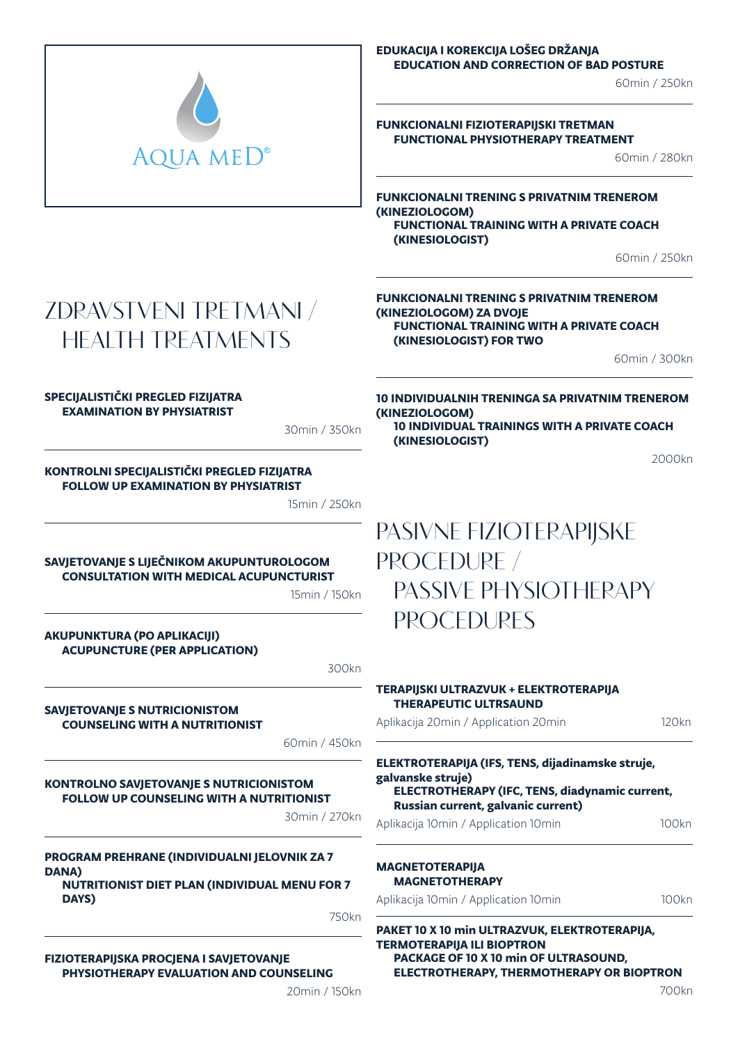AQUA MED®

# ZDRAVSTVENI TRETMANI / HEALTH TREATMENTS

**SPECIJALISTIČKI PREGLED FIZIJATRA**
**EXAMINATION BY PHYSIATRIST**

30min / 350kn

---

**KONTROLNI SPECIJALISTIČKI PREGLED FIZIJATRA**
**FOLLOW UP EXAMINATION BY PHYSIATRIST**

15min / 250kn

---

**SAVJETOVANJE S LIJEČNIKOM AKUPUNTUROLOGOM**
**CONSULTATION WITH MEDICAL ACUPUNCTURIST**

15min / 150kn

---

**AKUPUNKTURA (PO APLIKACIJI)**
**ACUPUNCTURE (PER APPLICATION)**

300kn

---

**SAVJETOVANJE S NUTRICIONISTOM**
**COUNSELING WITH A NUTRITIONIST**

60min / 450kn

---

**KONTROLNO SAVJETOVANJE S NUTRICIONISTOM**
**FOLLOW UP COUNSELING WITH A NUTRITIONIST**

30min / 270kn

---

**PROGRAM PREHRANE (INDIVIDUALNI JELOVNIK ZA 7 DANA)**
**NUTRITIONIST DIET PLAN (INDIVIDUAL MENU FOR 7 DAYS)**

750kn

---

**FIZIOTERAPIJSKA PROCJENA I SAVJETOVANJE**
**PHYSIOTHERAPY EVALUATION AND COUNSELING**

20min / 150kn

---

**EDUKACIJA I KOREKCIJA LOŠEG DRŽANJA**
**EDUCATION AND CORRECTION OF BAD POSTURE**

60min / 250kn

---

**FUNKCIONALNI FIZIOTERAPIJSKI TRETMAN**
**FUNCTIONAL PHYSIOTHERAPY TREATMENT**

60min / 280kn

---

**FUNKCIONALNI TRENING S PRIVATNIM TRENEROM (KINEZIOLOGOM)**
**FUNCTIONAL TRAINING WITH A PRIVATE COACH (KINESIOLOGIST)**

60min / 250kn

---

**FUNKCIONALNI TRENING S PRIVATNIM TRENEROM (KINEZIOLOGOM) ZA DVOJE**
**FUNCTIONAL TRAINING WITH A PRIVATE COACH (KINESIOLOGIST) FOR TWO**

60min / 300kn

---

**10 INDIVIDUALNIH TRENINGA SA PRIVATNIM TRENEROM (KINEZIOLOGOM)**
**10 INDIVIDUAL TRAININGS WITH A PRIVATE COACH (KINESIOLOGIST)**

2000kn

# PASIVNE FIZIOTERAPIJSKE PROCEDURE / PASSIVE PHYSIOTHERAPY PROCEDURES

**TERAPIJSKI ULTRAZVUK + ELEKTROTERAPIJA**
**THERAPEUTIC ULTRSAUND**

Aplikacija 20min / Application 20min — 120kn

---

**ELEKTROTERAPIJA (IFS, TENS, dijadinamske struje, galvanske struje)**
**ELECTROTHERAPY (IFC, TENS, diadynamic current, Russian current, galvanic current)**

Aplikacija 10min / Application 10min — 100kn

---

**MAGNETOTERAPIJA**
**MAGNETOTHERAPY**

Aplikacija 10min / Application 10min — 100kn

---

**PAKET 10 X 10 min ULTRAZVUK, ELEKTROTERAPIJA, TERMOTERAPIJA ILI BIOPTRON**
**PACKAGE OF 10 X 10 min OF ULTRASOUND, ELECTROTHERAPY, THERMOTHERAPY OR BIOPTRON**

700kn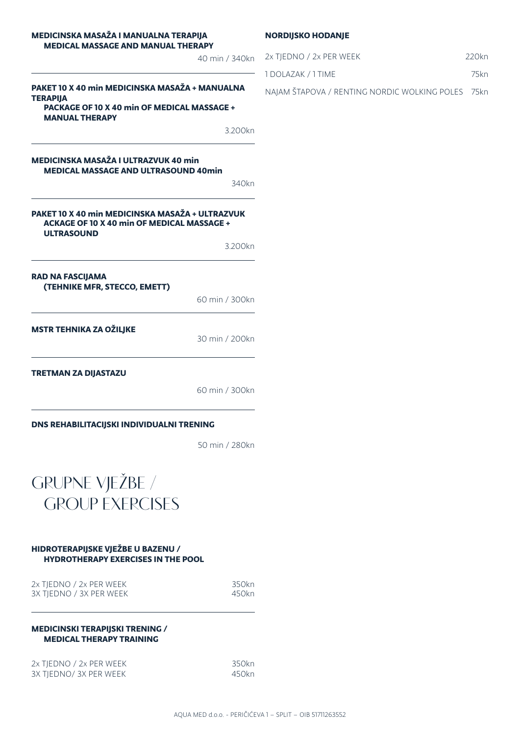**MEDICINSKA MASAŽA I MANUALNA TERAPIJA**
**MEDICAL MASSAGE AND MANUAL THERAPY**

40 min / 340kn

**PAKET 10 X 40 min MEDICINSKA MASAŽA + MANUALNA TERAPIJA**
**PACKAGE OF 10 X 40 min OF MEDICAL MASSAGE + MANUAL THERAPY**

3.200kn

**MEDICINSKA MASAŽA I ULTRAZVUK 40 min**
**MEDICAL MASSAGE AND ULTRASOUND 40min**

340kn

**PAKET 10 X 40 min MEDICINSKA MASAŽA + ULTRAZVUK**
**ACKAGE OF 10 X 40 min OF MEDICAL MASSAGE + ULTRASOUND**

3.200kn

**RAD NA FASCIJAMA**
**(TEHNIKE MFR, STECCO, EMETT)**

60 min / 300kn

**MSTR TEHNIKA ZA OŽILJKE**

30 min / 200kn

**TRETMAN ZA DIJASTAZU**

60 min / 300kn

**DNS REHABILITACIJSKI INDIVIDUALNI TRENING**

50 min / 280kn

# GRUPNE VJEŽBE / GROUP EXERCISES

**HIDROTERAPIJSKE VJEŽBE U BAZENU / HYDROTHERAPY EXERCISES IN THE POOL**

| | |
|---|---|
| 2x TJEDNO / 2x PER WEEK | 350kn |
| 3X TJEDNO / 3X PER WEEK | 450kn |

**MEDICINSKI TERAPIJSKI TRENING / MEDICAL THERAPY TRAINING**

| | |
|---|---|
| 2x TJEDNO / 2x PER WEEK | 350kn |
| 3X TJEDNO/ 3X PER WEEK | 450kn |

**NORDIJSKO HODANJE**

| | |
|---|---|
| 2x TJEDNO / 2x PER WEEK | 220kn |
| 1 DOLAZAK / 1 TIME | 75kn |
| NAJAM ŠTAPOVA / RENTING NORDIC WOLKING POLES | 75kn |

AQUA MED d.o.o. - PERIČIĆEVA 1 – SPLIT – OIB 51711263552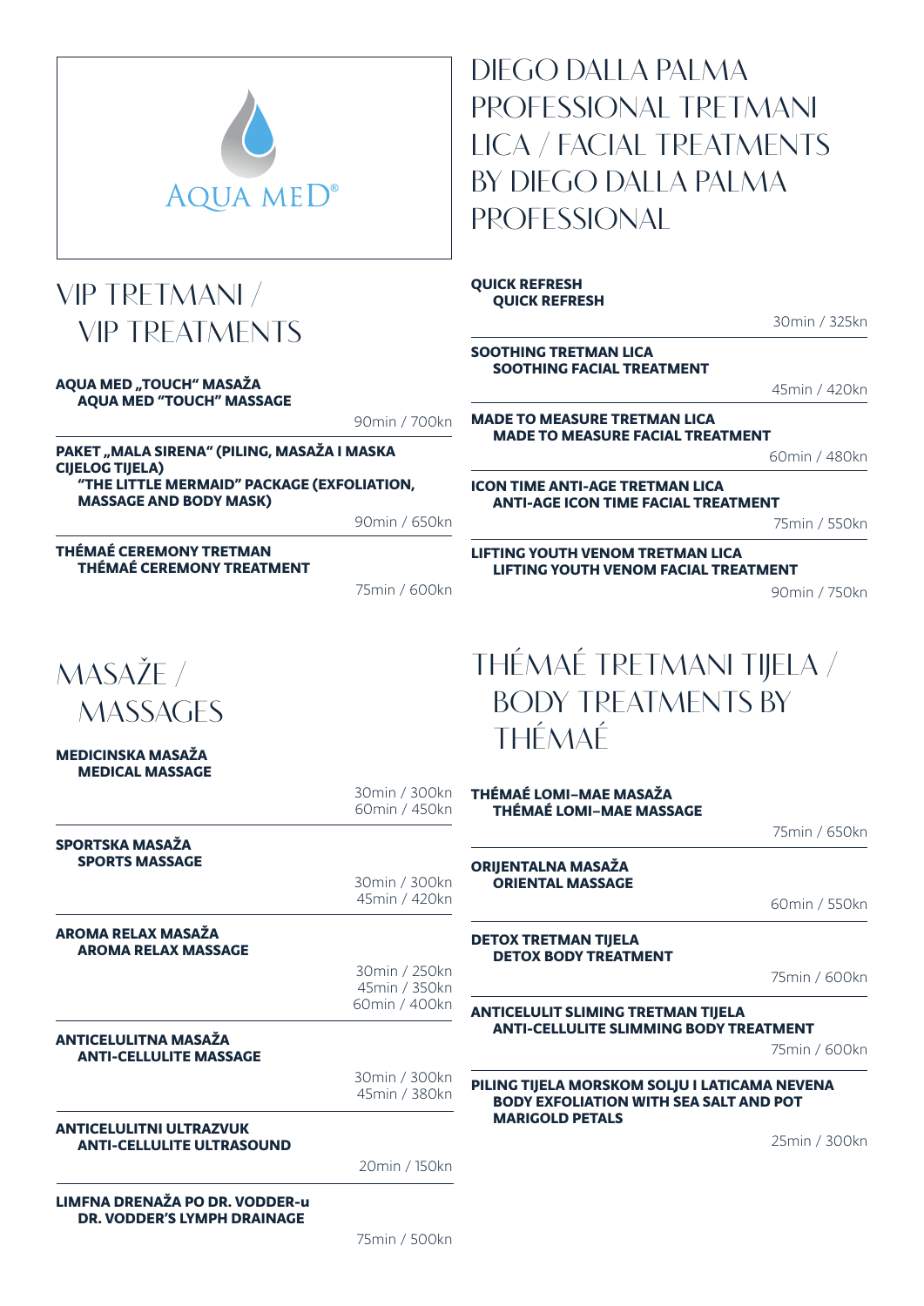AQUA MED®

# VIP TRETMANI / VIP TREATMENTS

**AQUA MED „TOUCH“ MASAŽA**
**AQUA MED “TOUCH” MASSAGE**

90min / 700kn

**PAKET „MALA SIRENA“ (PILING, MASAŽA I MASKA CIJELOG TIJELA)**
**“THE LITTLE MERMAID” PACKAGE (EXFOLIATION, MASSAGE AND BODY MASK)**

90min / 650kn

**THÉMAÉ CEREMONY TRETMAN**
**THÉMAÉ CEREMONY TREATMENT**

75min / 600kn

# MASAŽE / MASSAGES

**MEDICINSKA MASAŽA**
**MEDICAL MASSAGE**

30min / 300kn
60min / 450kn

**SPORTSKA MASAŽA**
**SPORTS MASSAGE**

30min / 300kn
45min / 420kn

**AROMA RELAX MASAŽA**
**AROMA RELAX MASSAGE**

30min / 250kn
45min / 350kn
60min / 400kn

**ANTICELULITNA MASAŽA**
**ANTI-CELLULITE MASSAGE**

30min / 300kn
45min / 380kn

**ANTICELULITNI ULTRAZVUK**
**ANTI-CELLULITE ULTRASOUND**

20min / 150kn

**LIMFNA DRENAŽA PO DR. VODDER-u**
**DR. VODDER’S LYMPH DRAINAGE**

75min / 500kn

# DIEGO DALLA PALMA PROFESSIONAL TRETMANI LICA / FACIAL TREATMENTS BY DIEGO DALLA PALMA PROFESSIONAL

**QUICK REFRESH**
**QUICK REFRESH**

30min / 325kn

**SOOTHING TRETMAN LICA**
**SOOTHING FACIAL TREATMENT**

45min / 420kn

**MADE TO MEASURE TRETMAN LICA**
**MADE TO MEASURE FACIAL TREATMENT**

60min / 480kn

**ICON TIME ANTI-AGE TRETMAN LICA**
**ANTI-AGE ICON TIME FACIAL TREATMENT**

75min / 550kn

**LIFTING YOUTH VENOM TRETMAN LICA**
**LIFTING YOUTH VENOM FACIAL TREATMENT**

90min / 750kn

# THÉMAÉ TRETMANI TIJELA / BODY TREATMENTS BY THÉMAÉ

**THÉMAÉ LOMI–MAE MASAŽA**
**THÉMAÉ LOMI–MAE MASSAGE**

75min / 650kn

**ORIJENTALNA MASAŽA**
**ORIENTAL MASSAGE**

60min / 550kn

**DETOX TRETMAN TIJELA**
**DETOX BODY TREATMENT**

75min / 600kn

**ANTICELULIT SLIMING TRETMAN TIJELA**
**ANTI-CELLULITE SLIMMING BODY TREATMENT**

75min / 600kn

**PILING TIJELA MORSKOM SOLJU I LATICAMA NEVENA**
**BODY EXFOLIATION WITH SEA SALT AND POT MARIGOLD PETALS**

25min / 300kn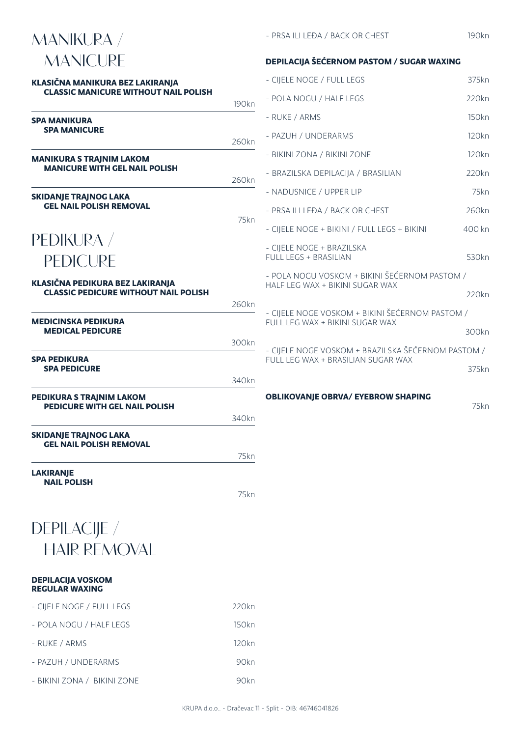# MANIKURA / MANICURE

| | |
|---|---|
| **KLASIČNA MANIKURA BEZ LAKIRANJA** **CLASSIC MANICURE WITHOUT NAIL POLISH** | 190kn |
| **SPA MANIKURA** **SPA MANICURE** | 260kn |
| **MANIKURA S TRAJNIM LAKOM** **MANICURE WITH GEL NAIL POLISH** | 260kn |
| **SKIDANJE TRAJNOG LAKA** **GEL NAIL POLISH REMOVAL** | 75kn |

# PEDIKURA / PEDICURE

| | |
|---|---|
| **KLASIČNA PEDIKURA BEZ LAKIRANJA** **CLASSIC PEDICURE WITHOUT NAIL POLISH** | 260kn |
| **MEDICINSKA PEDIKURA** **MEDICAL PEDICURE** | 300kn |
| **SPA PEDIKURA** **SPA PEDICURE** | 340kn |
| **PEDIKURA S TRAJNIM LAKOM** **PEDICURE WITH GEL NAIL POLISH** | 340kn |
| **SKIDANJE TRAJNOG LAKA** **GEL NAIL POLISH REMOVAL** | 75kn |
| **LAKIRANJE** **NAIL POLISH** | 75kn |

# DEPILACIJE / HAIR REMOVAL

**DEPILACIJA VOSKOM**
**REGULAR WAXING**

| | |
|---|---|
| - CIJELE NOGE / FULL LEGS | 220kn |
| - POLA NOGU / HALF LEGS | 150kn |
| - RUKE / ARMS | 120kn |
| - PAZUH / UNDERARMS | 90kn |
| - BIKINI ZONA / BIKINI ZONE | 90kn |
| - PRSA ILI LEĐA / BACK OR CHEST | 190kn |

**DEPILACIJA ŠEĆERNOM PASTOM / SUGAR WAXING**

| | |
|---|---|
| - CIJELE NOGE / FULL LEGS | 375kn |
| - POLA NOGU / HALF LEGS | 220kn |
| - RUKE / ARMS | 150kn |
| - PAZUH / UNDERARMS | 120kn |
| - BIKINI ZONA / BIKINI ZONE | 120kn |
| - BRAZILSKA DEPILACIJA / BRASILIAN | 220kn |
| - NADUSNICE / UPPER LIP | 75kn |
| - PRSA ILI LEĐA / BACK OR CHEST | 260kn |
| - CIJELE NOGE + BIKINI / FULL LEGS + BIKINI | 400 kn |
| - CIJELE NOGE + BRAZILSKA FULL LEGS + BRASILIAN | 530kn |
| - POLA NOGU VOSKOM + BIKINI ŠEĆERNOM PASTOM / HALF LEG WAX + BIKINI SUGAR WAX | 220kn |
| - CIJELE NOGE VOSKOM + BIKINI ŠEĆERNOM PASTOM / FULL LEG WAX + BIKINI SUGAR WAX | 300kn |
| - CIJELE NOGE VOSKOM + BRAZILSKA ŠEĆERNOM PASTOM / FULL LEG WAX + BRASILIAN SUGAR WAX | 375kn |

**OBLIKOVANJE OBRVA/ EYEBROW SHAPING** 75kn

KRUPA d.o.o.. - Dračevac 11 - Split - OIB: 46746041826